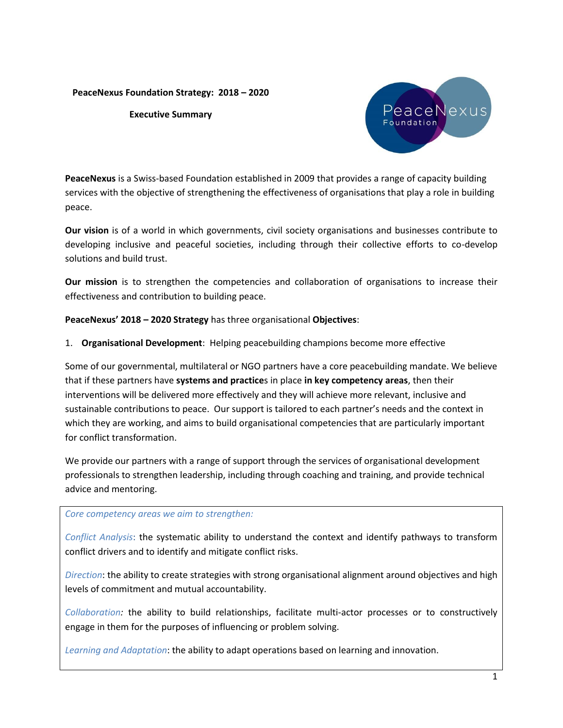**PeaceNexus Foundation Strategy: 2018 – 2020**

**Executive Summary**

**PeaceNexus** is a Swiss-based Foundation established in 2009 that provides a range of capacity building services with the objective of strengthening the effectiveness of organisations that play a role in building peace.

**Our vision** is of a world in which governments, civil society organisations and businesses contribute to developing inclusive and peaceful societies, including through their collective efforts to co-develop solutions and build trust.

**Our mission** is to strengthen the competencies and collaboration of organisations to increase their effectiveness and contribution to building peace.

**PeaceNexus' 2018 – 2020 Strategy** has three organisational **Objectives**:

1. **Organisational Development**: Helping peacebuilding champions become more effective

Some of our governmental, multilateral or NGO partners have a core peacebuilding mandate. We believe that if these partners have **systems and practice**s in place **in key competency areas**, then their interventions will be delivered more effectively and they will achieve more relevant, inclusive and sustainable contributions to peace. Our support is tailored to each partner's needs and the context in which they are working, and aims to build organisational competencies that are particularly important for conflict transformation.

We provide our partners with a range of support through the services of organisational development professionals to strengthen leadership, including through coaching and training, and provide technical advice and mentoring.

*Core competency areas we aim to strengthen:*

*Conflict Analysis*: the systematic ability to understand the context and identify pathways to transform conflict drivers and to identify and mitigate conflict risks.

*Direction*: the ability to create strategies with strong organisational alignment around objectives and high levels of commitment and mutual accountability.

*Collaboration:* the ability to build relationships, facilitate multi-actor processes or to constructively engage in them for the purposes of influencing or problem solving.

*Learning and Adaptation*: the ability to adapt operations based on learning and innovation.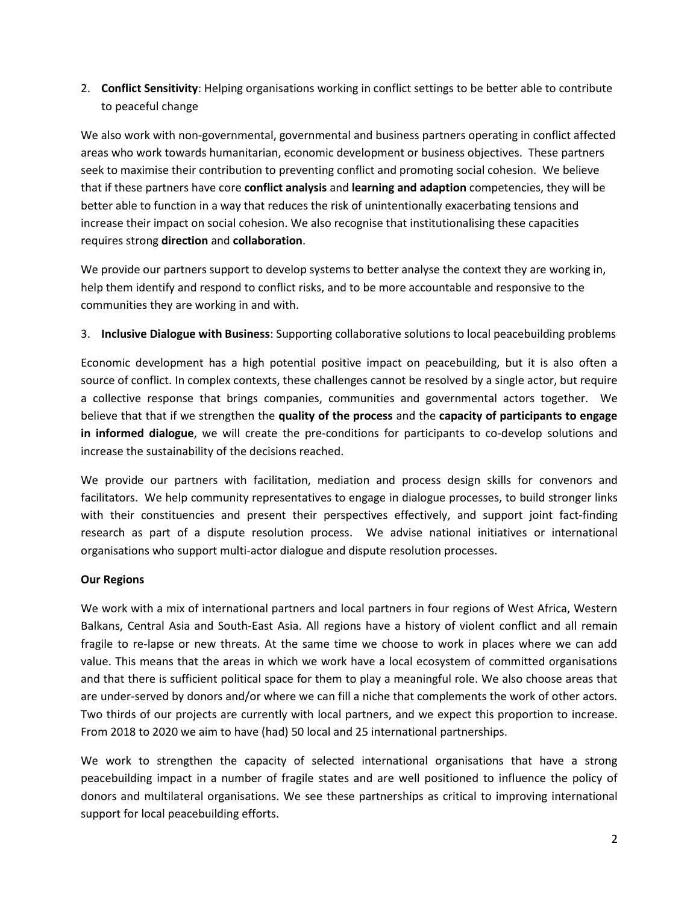2. **Conflict Sensitivity**: Helping organisations working in conflict settings to be better able to contribute to peaceful change

We also work with non-governmental, governmental and business partners operating in conflict affected areas who work towards humanitarian, economic development or business objectives. These partners seek to maximise their contribution to preventing conflict and promoting social cohesion. We believe that if these partners have core **conflict analysis** and **learning and adaption** competencies, they will be better able to function in a way that reduces the risk of unintentionally exacerbating tensions and increase their impact on social cohesion. We also recognise that institutionalising these capacities requires strong **direction** and **collaboration**.

We provide our partners support to develop systems to better analyse the context they are working in, help them identify and respond to conflict risks, and to be more accountable and responsive to the communities they are working in and with.

3. **Inclusive Dialogue with Business**: Supporting collaborative solutions to local peacebuilding problems

Economic development has a high potential positive impact on peacebuilding, but it is also often a source of conflict. In complex contexts, these challenges cannot be resolved by a single actor, but require a collective response that brings companies, communities and governmental actors together. We believe that that if we strengthen the **quality of the process** and the **capacity of participants to engage in informed dialogue**, we will create the pre-conditions for participants to co-develop solutions and increase the sustainability of the decisions reached.

We provide our partners with facilitation, mediation and process design skills for convenors and facilitators. We help community representatives to engage in dialogue processes, to build stronger links with their constituencies and present their perspectives effectively, and support joint fact-finding research as part of a dispute resolution process. We advise national initiatives or international organisations who support multi-actor dialogue and dispute resolution processes.

**Our Regions**

We work with a mix of international partners and local partners in four regions of West Africa, Western Balkans, Central Asia and South-East Asia. All regions have a history of violent conflict and all remain fragile to re-lapse or new threats. At the same time we choose to work in places where we can add value. This means that the areas in which we work have a local ecosystem of committed organisations and that there is sufficient political space for them to play a meaningful role. We also choose areas that are under-served by donors and/or where we can fill a niche that complements the work of other actors. Two thirds of our projects are currently with local partners, and we expect this proportion to increase. From 2018 to 2020 we aim to have (had) 50 local and 25 international partnerships.

We work to strengthen the capacity of selected international organisations that have a strong peacebuilding impact in a number of fragile states and are well positioned to influence the policy of donors and multilateral organisations. We see these partnerships as critical to improving international support for local peacebuilding efforts.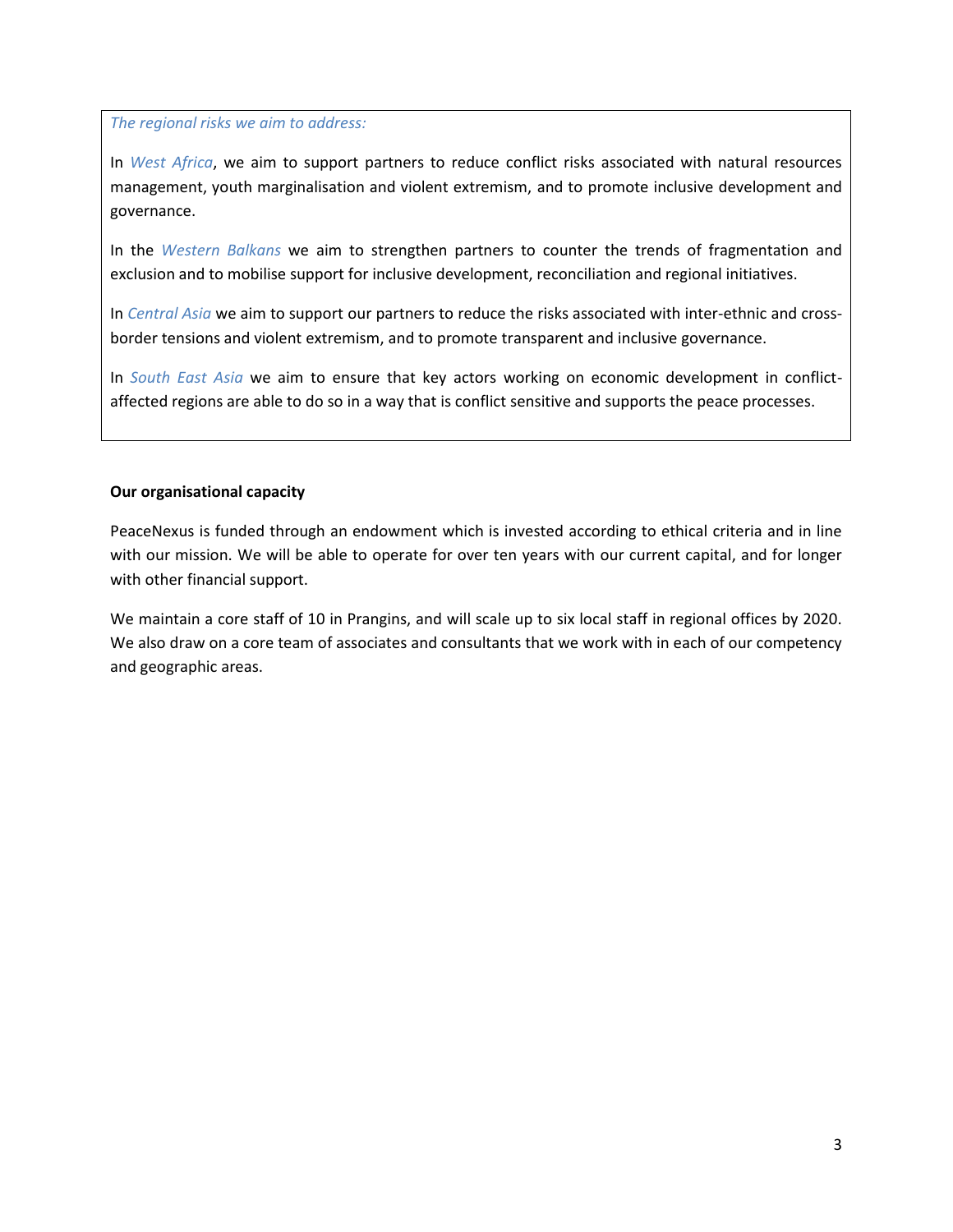*The regional risks we aim to address:*

In *West Africa*, we aim to support partners to reduce conflict risks associated with natural resources management, youth marginalisation and violent extremism, and to promote inclusive development and governance.

In the *Western Balkans* we aim to strengthen partners to counter the trends of fragmentation and exclusion and to mobilise support for inclusive development, reconciliation and regional initiatives.

In *Central Asia* we aim to support our partners to reduce the risks associated with inter-ethnic and cross-border tensions and violent extremism, and to promote transparent and inclusive governance.

In *South East Asia* we aim to ensure that key actors working on economic development in conflict-affected regions are able to do so in a way that is conflict sensitive and supports the peace processes.

**Our organisational capacity**

PeaceNexus is funded through an endowment which is invested according to ethical criteria and in line with our mission. We will be able to operate for over ten years with our current capital, and for longer with other financial support.

We maintain a core staff of 10 in Prangins, and will scale up to six local staff in regional offices by 2020. We also draw on a core team of associates and consultants that we work with in each of our competency and geographic areas.